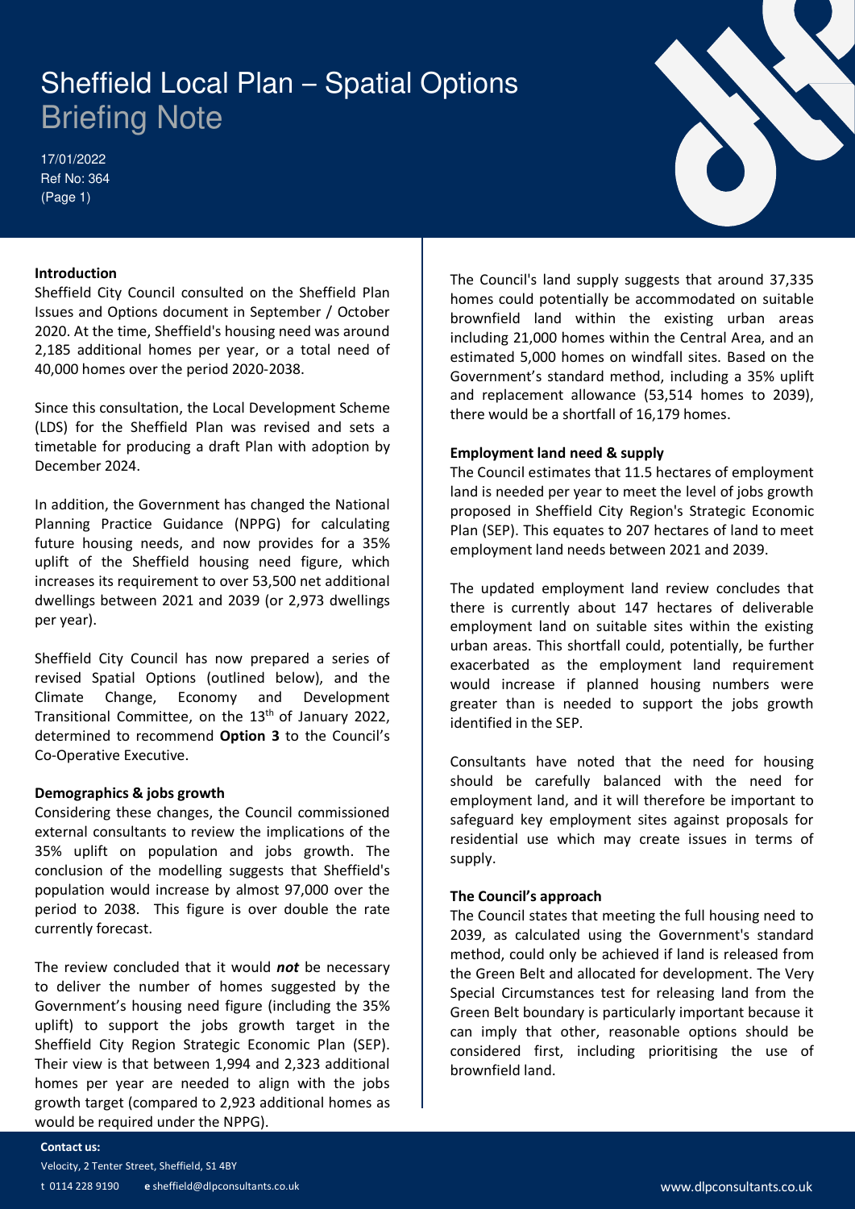# Sheffield Local Plan – Spatial Options

## Briefing Note

17/01/2022
Ref No: 364

### Introduction

Sheffield City Council consulted on the Sheffield Plan Issues and Options document in September / October 2020. At the time, Sheffield's housing need was around 2,185 additional homes per year, or a total need of 40,000 homes over the period 2020-2038.

Since this consultation, the Local Development Scheme (LDS) for the Sheffield Plan was revised and sets a timetable for producing a draft Plan with adoption by December 2024.

In addition, the Government has changed the National Planning Practice Guidance (NPPG) for calculating future housing needs, and now provides for a 35% uplift of the Sheffield housing need figure, which increases its requirement to over 53,500 net additional dwellings between 2021 and 2039 (or 2,973 dwellings per year).

Sheffield City Council has now prepared a series of revised Spatial Options (outlined below), and the Climate Change, Economy and Development Transitional Committee, on the 13th of January 2022, determined to recommend **Option 3** to the Council's Co-Operative Executive.

### Demographics & jobs growth

Considering these changes, the Council commissioned external consultants to review the implications of the 35% uplift on population and jobs growth. The conclusion of the modelling suggests that Sheffield's population would increase by almost 97,000 over the period to 2038. This figure is over double the rate currently forecast.

The review concluded that it would ***not*** be necessary to deliver the number of homes suggested by the Government's housing need figure (including the 35% uplift) to support the jobs growth target in the Sheffield City Region Strategic Economic Plan (SEP). Their view is that between 1,994 and 2,323 additional homes per year are needed to align with the jobs growth target (compared to 2,923 additional homes as would be required under the NPPG).

The Council's land supply suggests that around 37,335 homes could potentially be accommodated on suitable brownfield land within the existing urban areas including 21,000 homes within the Central Area, and an estimated 5,000 homes on windfall sites. Based on the Government's standard method, including a 35% uplift and replacement allowance (53,514 homes to 2039), there would be a shortfall of 16,179 homes.

### Employment land need & supply

The Council estimates that 11.5 hectares of employment land is needed per year to meet the level of jobs growth proposed in Sheffield City Region's Strategic Economic Plan (SEP). This equates to 207 hectares of land to meet employment land needs between 2021 and 2039.

The updated employment land review concludes that there is currently about 147 hectares of deliverable employment land on suitable sites within the existing urban areas. This shortfall could, potentially, be further exacerbated as the employment land requirement would increase if planned housing numbers were greater than is needed to support the jobs growth identified in the SEP.

Consultants have noted that the need for housing should be carefully balanced with the need for employment land, and it will therefore be important to safeguard key employment sites against proposals for residential use which may create issues in terms of supply.

### The Council's approach

The Council states that meeting the full housing need to 2039, as calculated using the Government's standard method, could only be achieved if land is released from the Green Belt and allocated for development. The Very Special Circumstances test for releasing land from the Green Belt boundary is particularly important because it can imply that other, reasonable options should be considered first, including prioritising the use of brownfield land.

**Contact us:**
Velocity, 2 Tenter Street, Sheffield, S1 4BY
t 0114 228 9190 **e** sheffield@dlpconsultants.co.uk
www.dlpconsultants.co.uk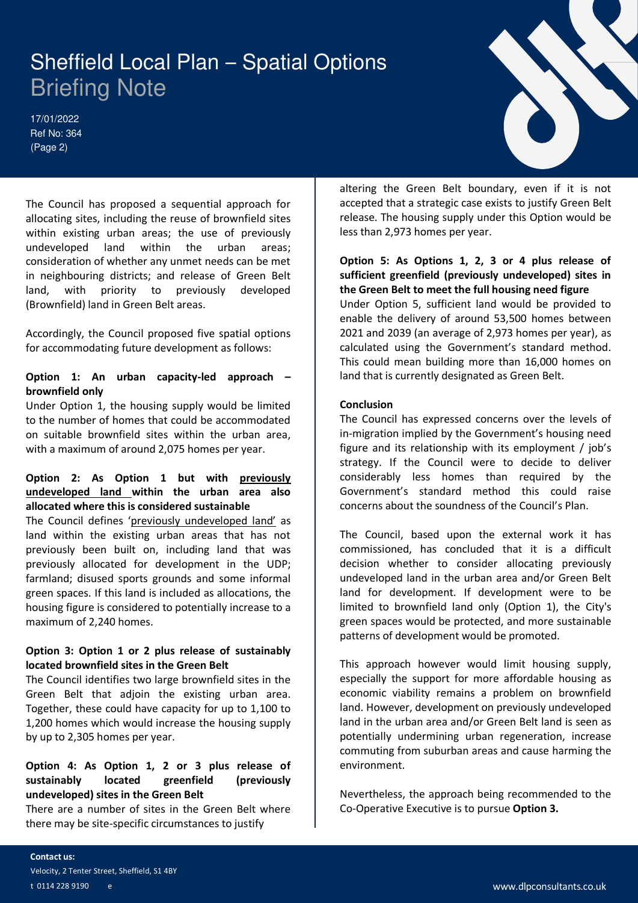# Sheffield Local Plan – Spatial Options

## Briefing Note

17/01/2022
Ref No: 364
(Page 2)

The Council has proposed a sequential approach for allocating sites, including the reuse of brownfield sites within existing urban areas; the use of previously undeveloped land within the urban areas; consideration of whether any unmet needs can be met in neighbouring districts; and release of Green Belt land, with priority to previously developed (Brownfield) land in Green Belt areas.

Accordingly, the Council proposed five spatial options for accommodating future development as follows:

**Option 1: An urban capacity-led approach – brownfield only**

Under Option 1, the housing supply would be limited to the number of homes that could be accommodated on suitable brownfield sites within the urban area, with a maximum of around 2,075 homes per year.

**Option 2: As Option 1 but with previously undeveloped land within the urban area also allocated where this is considered sustainable**

The Council defines 'previously undeveloped land' as land within the existing urban areas that has not previously been built on, including land that was previously allocated for development in the UDP; farmland; disused sports grounds and some informal green spaces. If this land is included as allocations, the housing figure is considered to potentially increase to a maximum of 2,240 homes.

**Option 3: Option 1 or 2 plus release of sustainably located brownfield sites in the Green Belt**

The Council identifies two large brownfield sites in the Green Belt that adjoin the existing urban area. Together, these could have capacity for up to 1,100 to 1,200 homes which would increase the housing supply by up to 2,305 homes per year.

**Option 4: As Option 1, 2 or 3 plus release of sustainably located greenfield (previously undeveloped) sites in the Green Belt**

There are a number of sites in the Green Belt where there may be site-specific circumstances to justify altering the Green Belt boundary, even if it is not accepted that a strategic case exists to justify Green Belt release. The housing supply under this Option would be less than 2,973 homes per year.

**Option 5: As Options 1, 2, 3 or 4 plus release of sufficient greenfield (previously undeveloped) sites in the Green Belt to meet the full housing need figure**

Under Option 5, sufficient land would be provided to enable the delivery of around 53,500 homes between 2021 and 2039 (an average of 2,973 homes per year), as calculated using the Government's standard method. This could mean building more than 16,000 homes on land that is currently designated as Green Belt.

**Conclusion**

The Council has expressed concerns over the levels of in-migration implied by the Government's housing need figure and its relationship with its employment / job's strategy. If the Council were to decide to deliver considerably less homes than required by the Government's standard method this could raise concerns about the soundness of the Council's Plan.

The Council, based upon the external work it has commissioned, has concluded that it is a difficult decision whether to consider allocating previously undeveloped land in the urban area and/or Green Belt land for development. If development were to be limited to brownfield land only (Option 1), the City's green spaces would be protected, and more sustainable patterns of development would be promoted.

This approach however would limit housing supply, especially the support for more affordable housing as economic viability remains a problem on brownfield land. However, development on previously undeveloped land in the urban area and/or Green Belt land is seen as potentially undermining urban regeneration, increase commuting from suburban areas and cause harming the environment.

Nevertheless, the approach being recommended to the Co-Operative Executive is to pursue **Option 3.**

**Contact us:**
Velocity, 2 Tenter Street, Sheffield, S1 4BY
t 0114 228 9190 e
www.dlpconsultants.co.uk